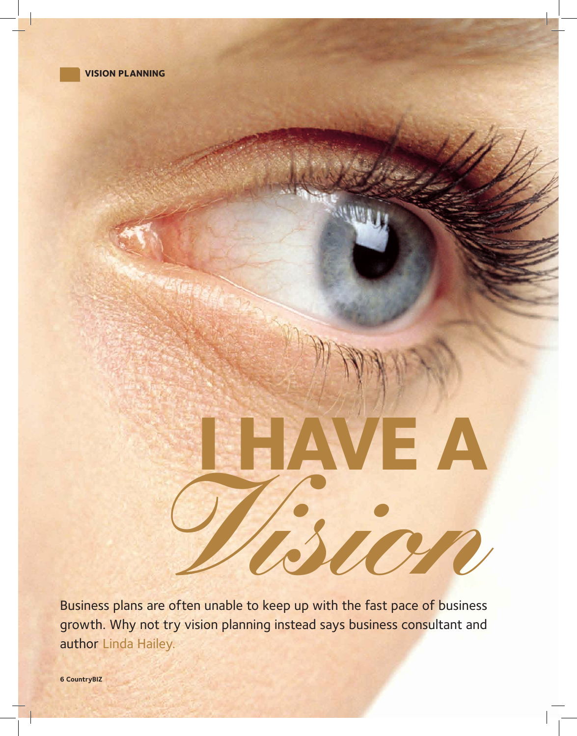**VISION PLANNING**

# I HAVE A *Vision*

Business plans are often unable to keep up with the fast pace of business growth. Why not try vision planning instead says business consultant and author Linda Hailey.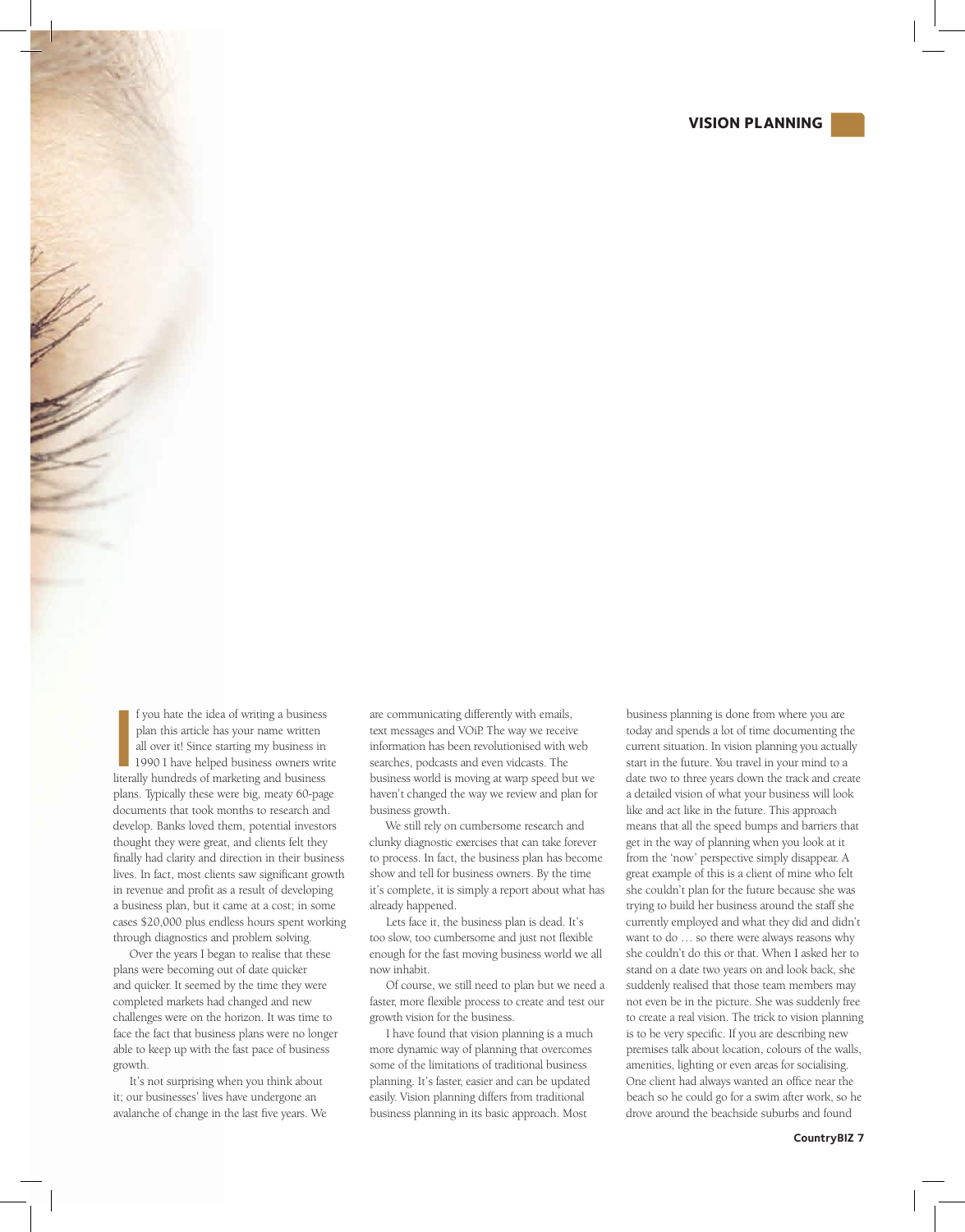# VISION PLANNING

If you hate the idea of writing a business plan this article has your name written all over it! Since starting my business in 1990 I have helped business owners write literally hundreds of marketing and business plans. Typically these were big, meaty 60-page documents that took months to research and develop. Banks loved them, potential investors thought they were great, and clients felt they finally had clarity and direction in their business lives. In fact, most clients saw significant growth in revenue and profit as a result of developing a business plan, but it came at a cost; in some cases $20,000 plus endless hours spent working through diagnostics and problem solving.

Over the years I began to realise that these plans were becoming out of date quicker and quicker. It seemed by the time they were completed markets had changed and new challenges were on the horizon. It was time to face the fact that business plans were no longer able to keep up with the fast pace of business growth.

It's not surprising when you think about it; our businesses' lives have undergone an avalanche of change in the last five years. We are communicating differently with emails, text messages and VOiP. The way we receive information has been revolutionised with web searches, podcasts and even vidcasts. The business world is moving at warp speed but we haven't changed the way we review and plan for business growth.

We still rely on cumbersome research and clunky diagnostic exercises that can take forever to process. In fact, the business plan has become show and tell for business owners. By the time it's complete, it is simply a report about what has already happened.

Lets face it, the business plan is dead. It's too slow, too cumbersome and just not flexible enough for the fast moving business world we all now inhabit.

Of course, we still need to plan but we need a faster, more flexible process to create and test our growth vision for the business.

I have found that vision planning is a much more dynamic way of planning that overcomes some of the limitations of traditional business planning. It's faster, easier and can be updated easily. Vision planning differs from traditional business planning in its basic approach. Most business planning is done from where you are today and spends a lot of time documenting the current situation. In vision planning you actually start in the future. You travel in your mind to a date two to three years down the track and create a detailed vision of what your business will look like and act like in the future. This approach means that all the speed bumps and barriers that get in the way of planning when you look at it from the 'now' perspective simply disappear. A great example of this is a client of mine who felt she couldn't plan for the future because she was trying to build her business around the staff she currently employed and what they did and didn't want to do … so there were always reasons why she couldn't do this or that. When I asked her to stand on a date two years on and look back, she suddenly realised that those team members may not even be in the picture. She was suddenly free to create a real vision. The trick to vision planning is to be very specific. If you are describing new premises talk about location, colours of the walls, amenities, lighting or even areas for socialising. One client had always wanted an office near the beach so he could go for a swim after work, so he drove around the beachside suburbs and found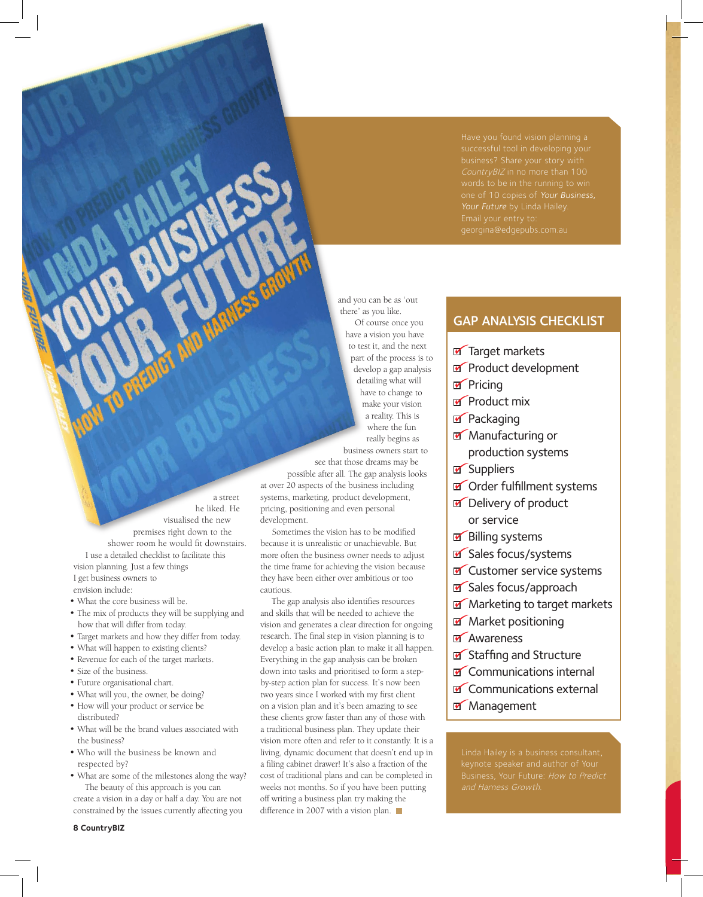Have you found vision planning a successful tool in developing your business? Share your story with *CountryBIZ* in no more than 100 words to be in the running to win one of 10 copies of *Your Business, Your Future* by Linda Hailey. Email your entry to: georgina@edgepubs.com.au

a street he liked. He visualised the new premises right down to the shower room he would fit downstairs.

I use a detailed checklist to facilitate this vision planning. Just a few things I get business owners to envision include:

- What the core business will be.
- The mix of products they will be supplying and how that will differ from today.
- Target markets and how they differ from today.
- What will happen to existing clients?
- Revenue for each of the target markets.
- Size of the business.
- Future organisational chart.
- What will you, the owner, be doing?
- How will your product or service be distributed?
- What will be the brand values associated with the business?
- Who will the business be known and respected by?
- What are some of the milestones along the way?

The beauty of this approach is you can create a vision in a day or half a day. You are not constrained by the issues currently affecting you and you can be as 'out there' as you like.

Of course once you have a vision you have to test it, and the next part of the process is to develop a gap analysis detailing what will have to change to make your vision a reality. This is where the fun really begins as business owners start to see that those dreams may be possible after all. The gap analysis looks at over 20 aspects of the business including systems, marketing, product development, pricing, positioning and even personal development.

Sometimes the vision has to be modified because it is unrealistic or unachievable. But more often the business owner needs to adjust the time frame for achieving the vision because they have been either over ambitious or too cautious.

The gap analysis also identifies resources and skills that will be needed to achieve the vision and generates a clear direction for ongoing research. The final step in vision planning is to develop a basic action plan to make it all happen. Everything in the gap analysis can be broken down into tasks and prioritised to form a step-by-step action plan for success. It's now been two years since I worked with my first client on a vision plan and it's been amazing to see these clients grow faster than any of those with a traditional business plan. They update their vision more often and refer to it constantly. It is a living, dynamic document that doesn't end up in a filing cabinet drawer! It's also a fraction of the cost of traditional plans and can be completed in weeks not months. So if you have been putting off writing a business plan try making the difference in 2007 with a vision plan.

## GAP ANALYSIS CHECKLIST

- ☑ Target markets
- ☑ Product development
- ☑ Pricing
- ☑ Product mix
- ☑ Packaging
- ☑ Manufacturing or production systems
- ☑ Suppliers
- ☑ Order fulfillment systems
- ☑ Delivery of product or service
- ☑ Billing systems
- ☑ Sales focus/systems
- ☑ Customer service systems
- ☑ Sales focus/approach
- ☑ Marketing to target markets
- ☑ Market positioning
- ☑ Awareness
- ☑ Staffing and Structure
- ☑ Communications internal
- ☑ Communications external
- ☑ Management

Linda Hailey is a business consultant, keynote speaker and author of Your Business, Your Future: *How to Predict and Harness Growth.*